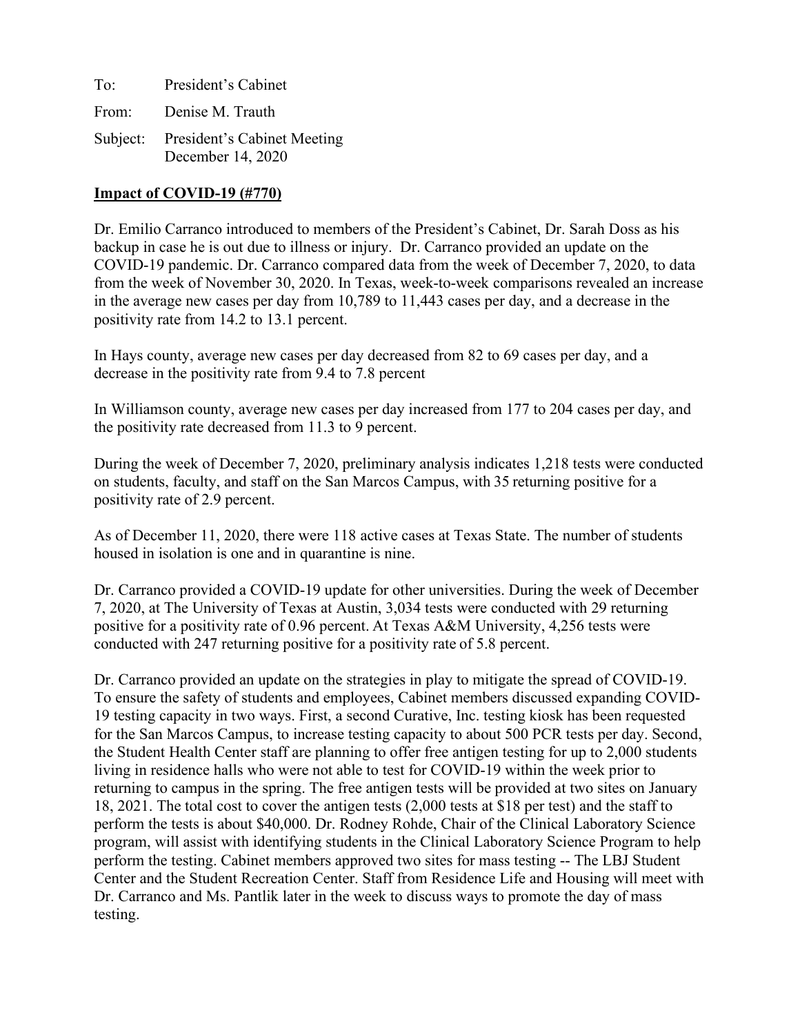To: President's Cabinet

From: Denise M. Trauth

Subject: President's Cabinet Meeting
December 14, 2020

**Impact of COVID-19 (#770)**

Dr. Emilio Carranco introduced to members of the President's Cabinet, Dr. Sarah Doss as his backup in case he is out due to illness or injury. Dr. Carranco provided an update on the COVID-19 pandemic. Dr. Carranco compared data from the week of December 7, 2020, to data from the week of November 30, 2020. In Texas, week-to-week comparisons revealed an increase in the average new cases per day from 10,789 to 11,443 cases per day, and a decrease in the positivity rate from 14.2 to 13.1 percent.

In Hays county, average new cases per day decreased from 82 to 69 cases per day, and a decrease in the positivity rate from 9.4 to 7.8 percent

In Williamson county, average new cases per day increased from 177 to 204 cases per day, and the positivity rate decreased from 11.3 to 9 percent.

During the week of December 7, 2020, preliminary analysis indicates 1,218 tests were conducted on students, faculty, and staff on the San Marcos Campus, with 35 returning positive for a positivity rate of 2.9 percent.

As of December 11, 2020, there were 118 active cases at Texas State. The number of students housed in isolation is one and in quarantine is nine.

Dr. Carranco provided a COVID-19 update for other universities. During the week of December 7, 2020, at The University of Texas at Austin, 3,034 tests were conducted with 29 returning positive for a positivity rate of 0.96 percent. At Texas A&M University, 4,256 tests were conducted with 247 returning positive for a positivity rate of 5.8 percent.

Dr. Carranco provided an update on the strategies in play to mitigate the spread of COVID-19. To ensure the safety of students and employees, Cabinet members discussed expanding COVID-19 testing capacity in two ways. First, a second Curative, Inc. testing kiosk has been requested for the San Marcos Campus, to increase testing capacity to about 500 PCR tests per day. Second, the Student Health Center staff are planning to offer free antigen testing for up to 2,000 students living in residence halls who were not able to test for COVID-19 within the week prior to returning to campus in the spring. The free antigen tests will be provided at two sites on January 18, 2021. The total cost to cover the antigen tests (2,000 tests at $18 per test) and the staff to perform the tests is about $40,000. Dr. Rodney Rohde, Chair of the Clinical Laboratory Science program, will assist with identifying students in the Clinical Laboratory Science Program to help perform the testing. Cabinet members approved two sites for mass testing -- The LBJ Student Center and the Student Recreation Center. Staff from Residence Life and Housing will meet with Dr. Carranco and Ms. Pantlik later in the week to discuss ways to promote the day of mass testing.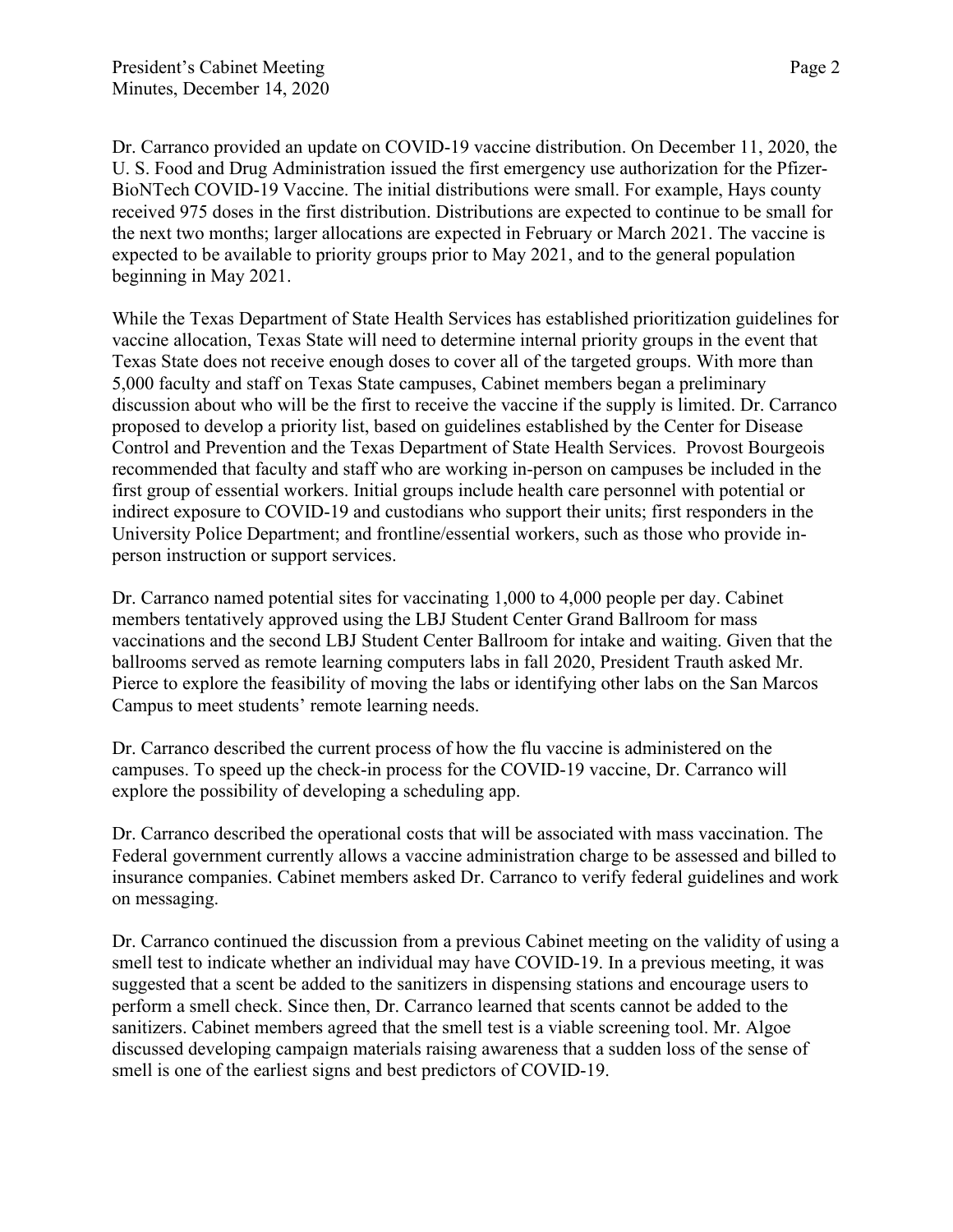Dr. Carranco provided an update on COVID-19 vaccine distribution. On December 11, 2020, the U. S. Food and Drug Administration issued the first emergency use authorization for the Pfizer-BioNTech COVID-19 Vaccine. The initial distributions were small. For example, Hays county received 975 doses in the first distribution. Distributions are expected to continue to be small for the next two months; larger allocations are expected in February or March 2021. The vaccine is expected to be available to priority groups prior to May 2021, and to the general population beginning in May 2021.

While the Texas Department of State Health Services has established prioritization guidelines for vaccine allocation, Texas State will need to determine internal priority groups in the event that Texas State does not receive enough doses to cover all of the targeted groups. With more than 5,000 faculty and staff on Texas State campuses, Cabinet members began a preliminary discussion about who will be the first to receive the vaccine if the supply is limited. Dr. Carranco proposed to develop a priority list, based on guidelines established by the Center for Disease Control and Prevention and the Texas Department of State Health Services. Provost Bourgeois recommended that faculty and staff who are working in-person on campuses be included in the first group of essential workers. Initial groups include health care personnel with potential or indirect exposure to COVID-19 and custodians who support their units; first responders in the University Police Department; and frontline/essential workers, such as those who provide in-person instruction or support services.

Dr. Carranco named potential sites for vaccinating 1,000 to 4,000 people per day. Cabinet members tentatively approved using the LBJ Student Center Grand Ballroom for mass vaccinations and the second LBJ Student Center Ballroom for intake and waiting. Given that the ballrooms served as remote learning computers labs in fall 2020, President Trauth asked Mr. Pierce to explore the feasibility of moving the labs or identifying other labs on the San Marcos Campus to meet students' remote learning needs.

Dr. Carranco described the current process of how the flu vaccine is administered on the campuses. To speed up the check-in process for the COVID-19 vaccine, Dr. Carranco will explore the possibility of developing a scheduling app.

Dr. Carranco described the operational costs that will be associated with mass vaccination. The Federal government currently allows a vaccine administration charge to be assessed and billed to insurance companies. Cabinet members asked Dr. Carranco to verify federal guidelines and work on messaging.

Dr. Carranco continued the discussion from a previous Cabinet meeting on the validity of using a smell test to indicate whether an individual may have COVID-19. In a previous meeting, it was suggested that a scent be added to the sanitizers in dispensing stations and encourage users to perform a smell check. Since then, Dr. Carranco learned that scents cannot be added to the sanitizers. Cabinet members agreed that the smell test is a viable screening tool. Mr. Algoe discussed developing campaign materials raising awareness that a sudden loss of the sense of smell is one of the earliest signs and best predictors of COVID-19.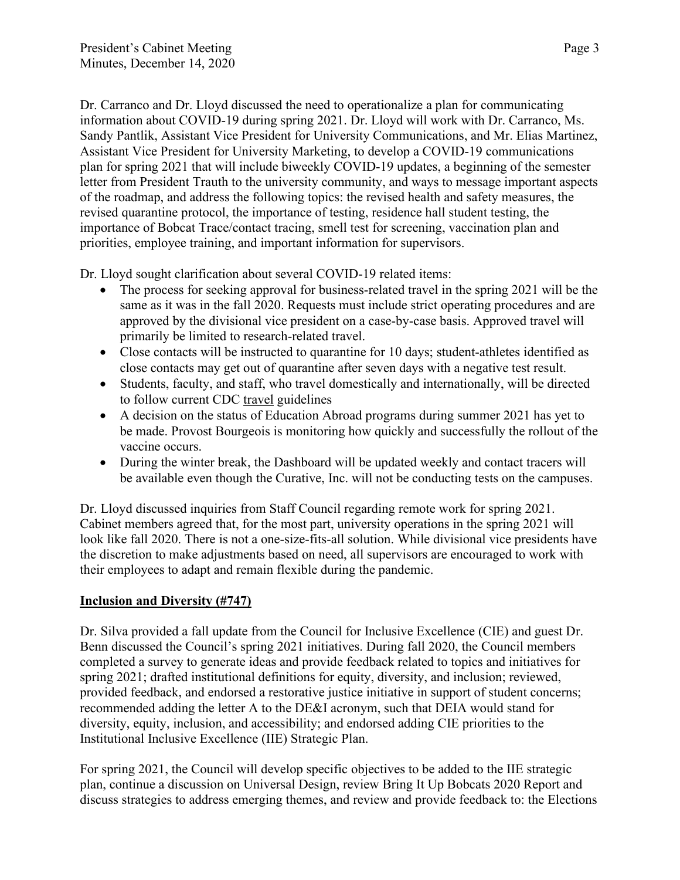Dr. Carranco and Dr. Lloyd discussed the need to operationalize a plan for communicating information about COVID-19 during spring 2021. Dr. Lloyd will work with Dr. Carranco, Ms. Sandy Pantlik, Assistant Vice President for University Communications, and Mr. Elias Martinez, Assistant Vice President for University Marketing, to develop a COVID-19 communications plan for spring 2021 that will include biweekly COVID-19 updates, a beginning of the semester letter from President Trauth to the university community, and ways to message important aspects of the roadmap, and address the following topics: the revised health and safety measures, the revised quarantine protocol, the importance of testing, residence hall student testing, the importance of Bobcat Trace/contact tracing, smell test for screening, vaccination plan and priorities, employee training, and important information for supervisors.

Dr. Lloyd sought clarification about several COVID-19 related items:

- The process for seeking approval for business-related travel in the spring 2021 will be the same as it was in the fall 2020. Requests must include strict operating procedures and are approved by the divisional vice president on a case-by-case basis. Approved travel will primarily be limited to research-related travel.
- Close contacts will be instructed to quarantine for 10 days; student-athletes identified as close contacts may get out of quarantine after seven days with a negative test result.
- Students, faculty, and staff, who travel domestically and internationally, will be directed to follow current CDC travel guidelines
- A decision on the status of Education Abroad programs during summer 2021 has yet to be made. Provost Bourgeois is monitoring how quickly and successfully the rollout of the vaccine occurs.
- During the winter break, the Dashboard will be updated weekly and contact tracers will be available even though the Curative, Inc. will not be conducting tests on the campuses.

Dr. Lloyd discussed inquiries from Staff Council regarding remote work for spring 2021. Cabinet members agreed that, for the most part, university operations in the spring 2021 will look like fall 2020. There is not a one-size-fits-all solution. While divisional vice presidents have the discretion to make adjustments based on need, all supervisors are encouraged to work with their employees to adapt and remain flexible during the pandemic.

## Inclusion and Diversity (#747)

Dr. Silva provided a fall update from the Council for Inclusive Excellence (CIE) and guest Dr. Benn discussed the Council's spring 2021 initiatives. During fall 2020, the Council members completed a survey to generate ideas and provide feedback related to topics and initiatives for spring 2021; drafted institutional definitions for equity, diversity, and inclusion; reviewed, provided feedback, and endorsed a restorative justice initiative in support of student concerns; recommended adding the letter A to the DE&I acronym, such that DEIA would stand for diversity, equity, inclusion, and accessibility; and endorsed adding CIE priorities to the Institutional Inclusive Excellence (IIE) Strategic Plan.

For spring 2021, the Council will develop specific objectives to be added to the IIE strategic plan, continue a discussion on Universal Design, review Bring It Up Bobcats 2020 Report and discuss strategies to address emerging themes, and review and provide feedback to: the Elections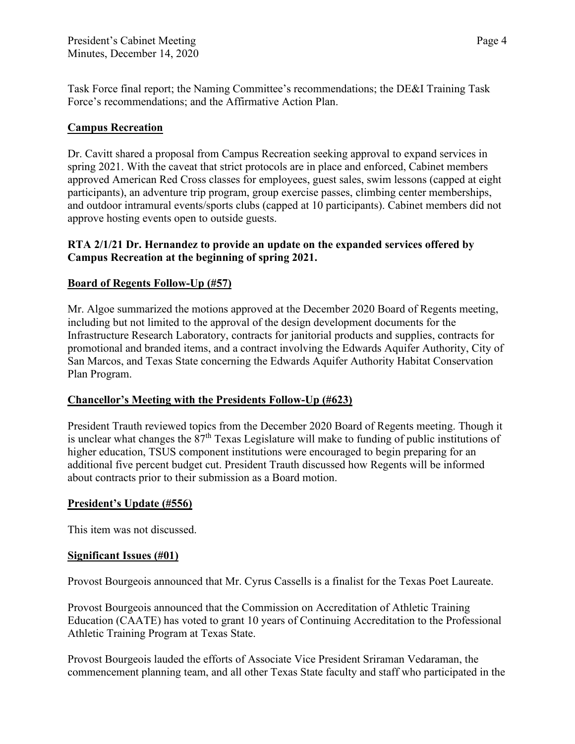Task Force final report; the Naming Committee's recommendations; the DE&I Training Task Force's recommendations; and the Affirmative Action Plan.

## Campus Recreation

Dr. Cavitt shared a proposal from Campus Recreation seeking approval to expand services in spring 2021. With the caveat that strict protocols are in place and enforced, Cabinet members approved American Red Cross classes for employees, guest sales, swim lessons (capped at eight participants), an adventure trip program, group exercise passes, climbing center memberships, and outdoor intramural events/sports clubs (capped at 10 participants). Cabinet members did not approve hosting events open to outside guests.

**RTA 2/1/21 Dr. Hernandez to provide an update on the expanded services offered by Campus Recreation at the beginning of spring 2021.**

## Board of Regents Follow-Up (#57)

Mr. Algoe summarized the motions approved at the December 2020 Board of Regents meeting, including but not limited to the approval of the design development documents for the Infrastructure Research Laboratory, contracts for janitorial products and supplies, contracts for promotional and branded items, and a contract involving the Edwards Aquifer Authority, City of San Marcos, and Texas State concerning the Edwards Aquifer Authority Habitat Conservation Plan Program.

## Chancellor's Meeting with the Presidents Follow-Up (#623)

President Trauth reviewed topics from the December 2020 Board of Regents meeting. Though it is unclear what changes the 87th Texas Legislature will make to funding of public institutions of higher education, TSUS component institutions were encouraged to begin preparing for an additional five percent budget cut. President Trauth discussed how Regents will be informed about contracts prior to their submission as a Board motion.

## President's Update (#556)

This item was not discussed.

## Significant Issues (#01)

Provost Bourgeois announced that Mr. Cyrus Cassells is a finalist for the Texas Poet Laureate.

Provost Bourgeois announced that the Commission on Accreditation of Athletic Training Education (CAATE) has voted to grant 10 years of Continuing Accreditation to the Professional Athletic Training Program at Texas State.

Provost Bourgeois lauded the efforts of Associate Vice President Sriraman Vedaraman, the commencement planning team, and all other Texas State faculty and staff who participated in the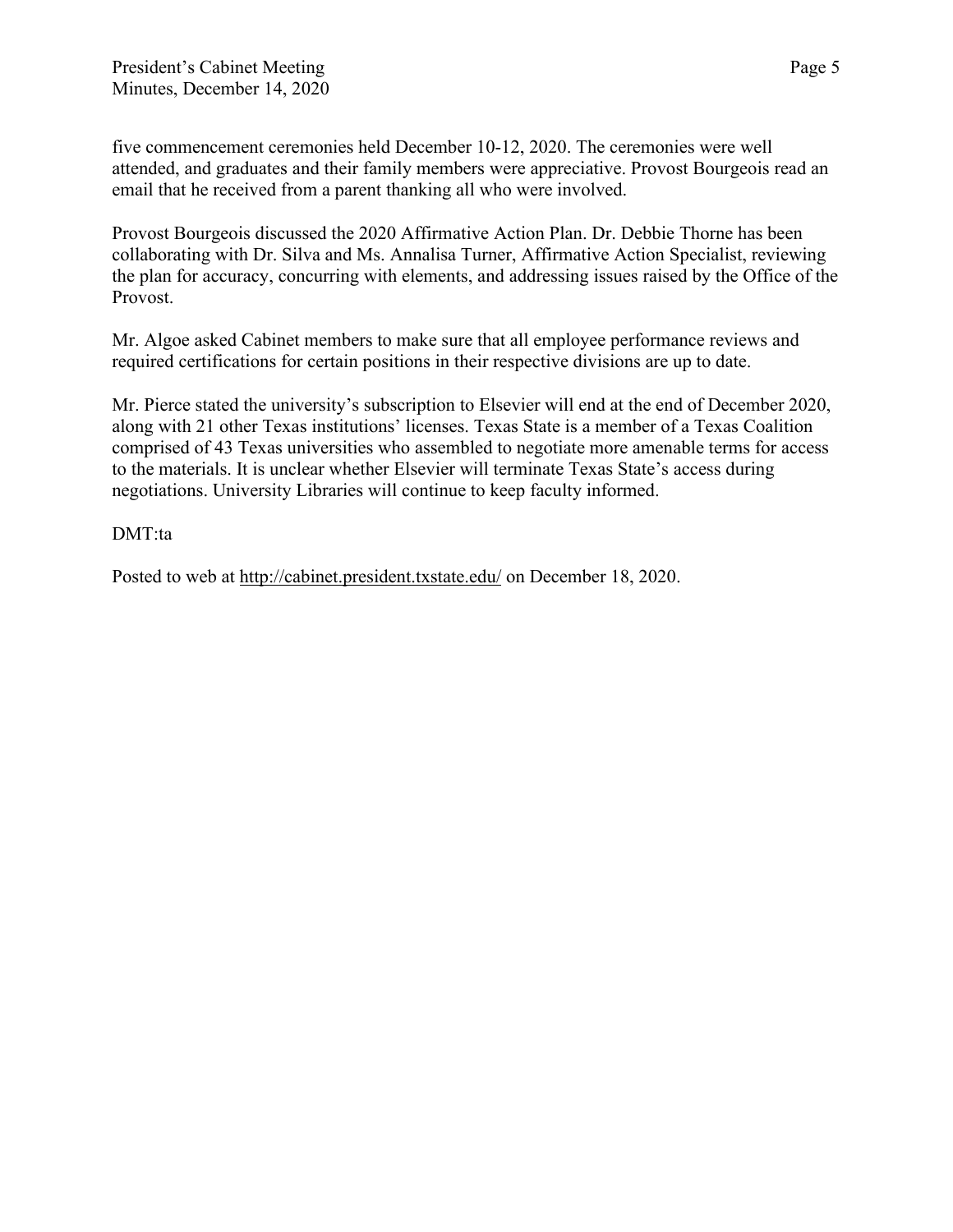five commencement ceremonies held December 10-12, 2020. The ceremonies were well attended, and graduates and their family members were appreciative. Provost Bourgeois read an email that he received from a parent thanking all who were involved.

Provost Bourgeois discussed the 2020 Affirmative Action Plan. Dr. Debbie Thorne has been collaborating with Dr. Silva and Ms. Annalisa Turner, Affirmative Action Specialist, reviewing the plan for accuracy, concurring with elements, and addressing issues raised by the Office of the Provost.

Mr. Algoe asked Cabinet members to make sure that all employee performance reviews and required certifications for certain positions in their respective divisions are up to date.

Mr. Pierce stated the university's subscription to Elsevier will end at the end of December 2020, along with 21 other Texas institutions' licenses. Texas State is a member of a Texas Coalition comprised of 43 Texas universities who assembled to negotiate more amenable terms for access to the materials. It is unclear whether Elsevier will terminate Texas State's access during negotiations. University Libraries will continue to keep faculty informed.

DMT:ta

Posted to web at http://cabinet.president.txstate.edu/ on December 18, 2020.